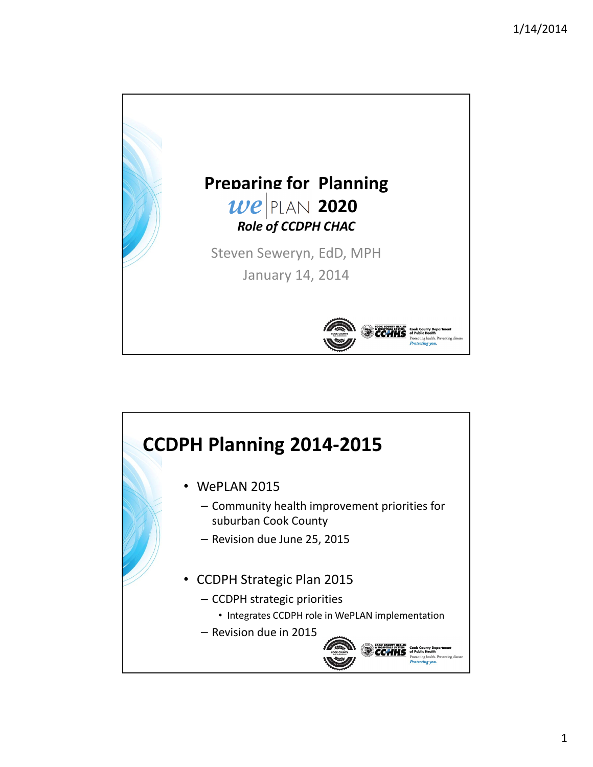# Preparing for Planning

*we* | PLAN **2020**

***Role of CCDPH CHAC***

Steven Seweryn, EdD, MPH

January 14, 2014

## CCDPH Planning 2014-2015

- WePLAN 2015
  - Community health improvement priorities for suburban Cook County
  - Revision due June 25, 2015
- CCDPH Strategic Plan 2015
  - CCDPH strategic priorities
    - Integrates CCDPH role in WePLAN implementation
  - Revision due in 2015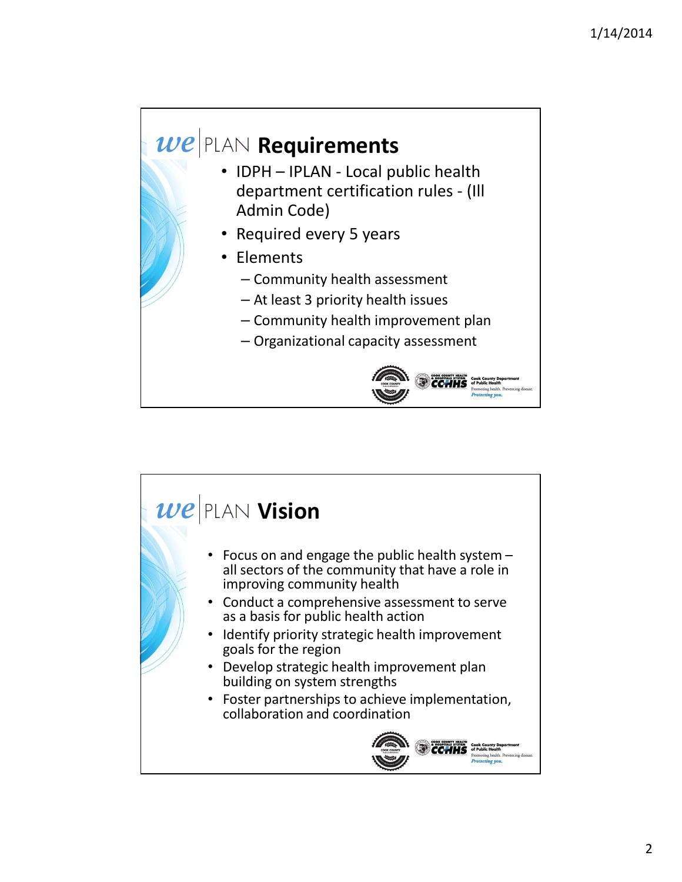## we | PLAN Requirements

- IDPH – IPLAN - Local public health department certification rules - (Ill Admin Code)
- Required every 5 years
- Elements
  - Community health assessment
  - At least 3 priority health issues
  - Community health improvement plan
  - Organizational capacity assessment

## we | PLAN Vision

- Focus on and engage the public health system – all sectors of the community that have a role in improving community health
- Conduct a comprehensive assessment to serve as a basis for public health action
- Identify priority strategic health improvement goals for the region
- Develop strategic health improvement plan building on system strengths
- Foster partnerships to achieve implementation, collaboration and coordination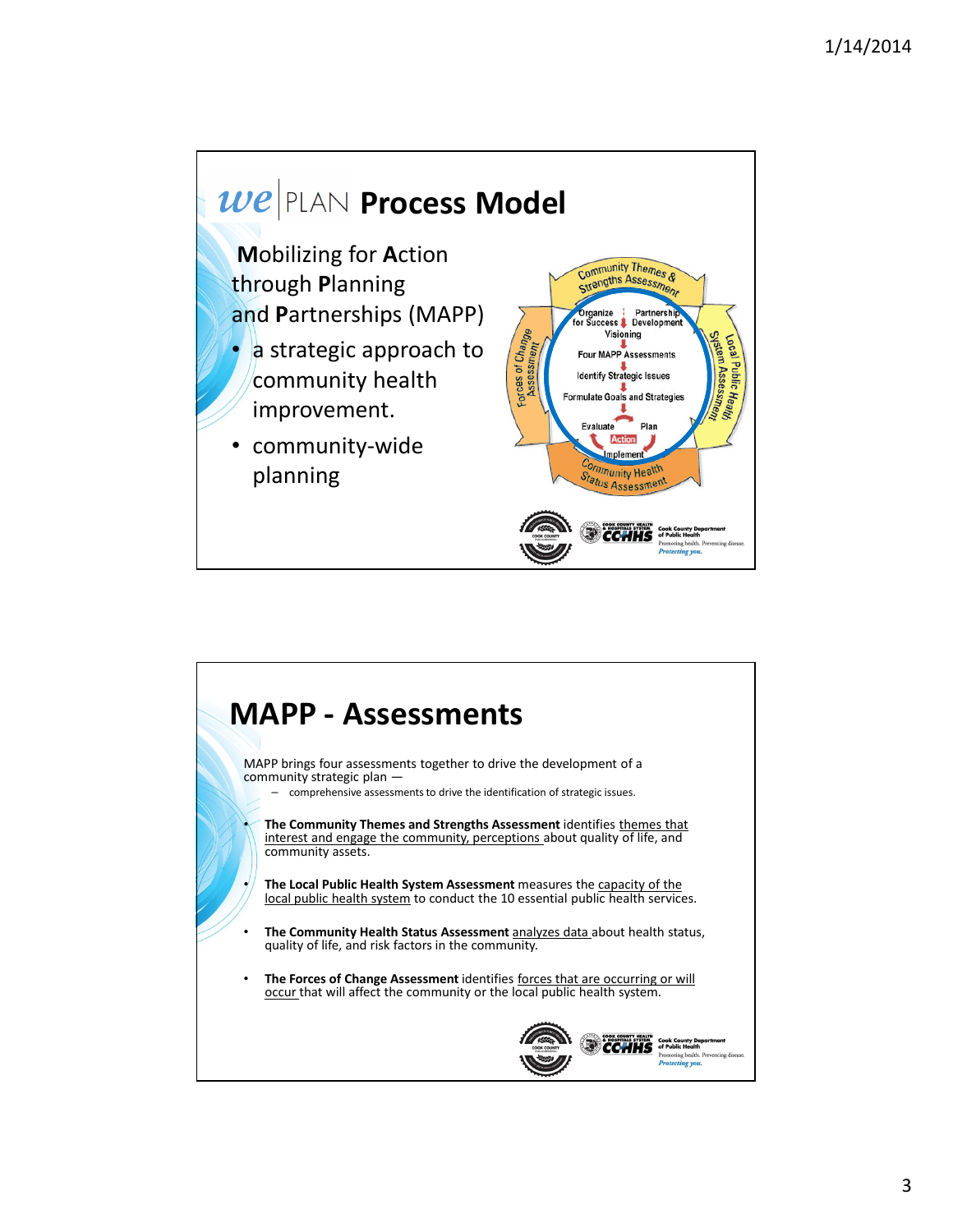# we | PLAN Process Model

**M**obilizing for **A**ction through **P**lanning and **P**artnerships (MAPP)

- a strategic approach to community health improvement.
- community-wide planning

# MAPP - Assessments

MAPP brings four assessments together to drive the development of a community strategic plan —

- comprehensive assessments to drive the identification of strategic issues.

- **The Community Themes and Strengths Assessment** identifies themes that interest and engage the community, perceptions about quality of life, and community assets.
- **The Local Public Health System Assessment** measures the capacity of the local public health system to conduct the 10 essential public health services.
- **The Community Health Status Assessment** analyzes data about health status, quality of life, and risk factors in the community.
- **The Forces of Change Assessment** identifies forces that are occurring or will occur that will affect the community or the local public health system.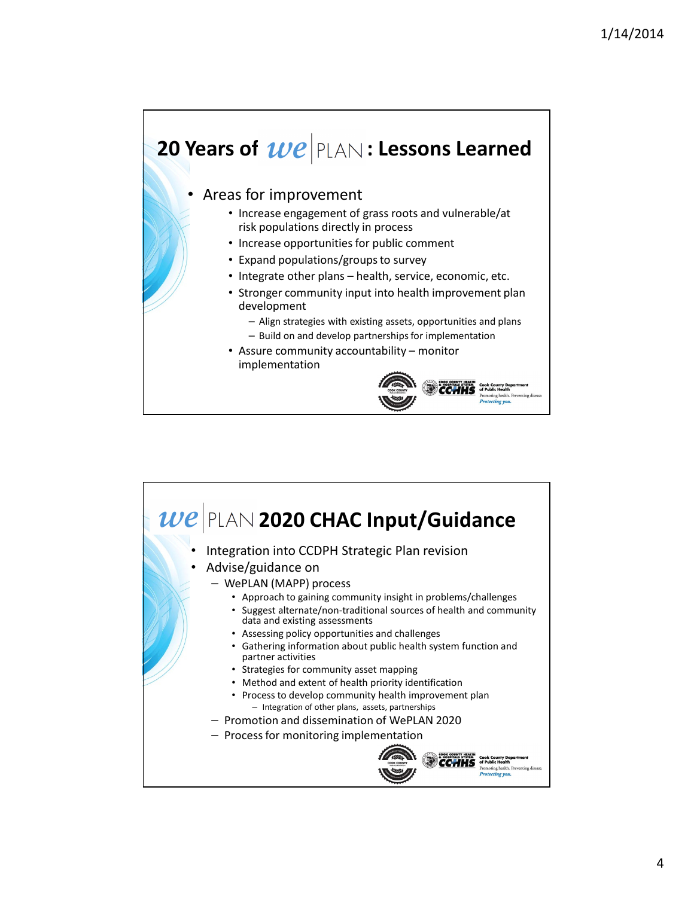## 20 Years of WePLAN: Lessons Learned

- Areas for improvement
  - Increase engagement of grass roots and vulnerable/at risk populations directly in process
  - Increase opportunities for public comment
  - Expand populations/groups to survey
  - Integrate other plans – health, service, economic, etc.
  - Stronger community input into health improvement plan development
    - Align strategies with existing assets, opportunities and plans
    - Build on and develop partnerships for implementation
  - Assure community accountability – monitor implementation

## WePLAN 2020 CHAC Input/Guidance

- Integration into CCDPH Strategic Plan revision
- Advise/guidance on
  - WePLAN (MAPP) process
    - Approach to gaining community insight in problems/challenges
    - Suggest alternate/non-traditional sources of health and community data and existing assessments
    - Assessing policy opportunities and challenges
    - Gathering information about public health system function and partner activities
    - Strategies for community asset mapping
    - Method and extent of health priority identification
    - Process to develop community health improvement plan
      - Integration of other plans, assets, partnerships
  - Promotion and dissemination of WePLAN 2020
  - Process for monitoring implementation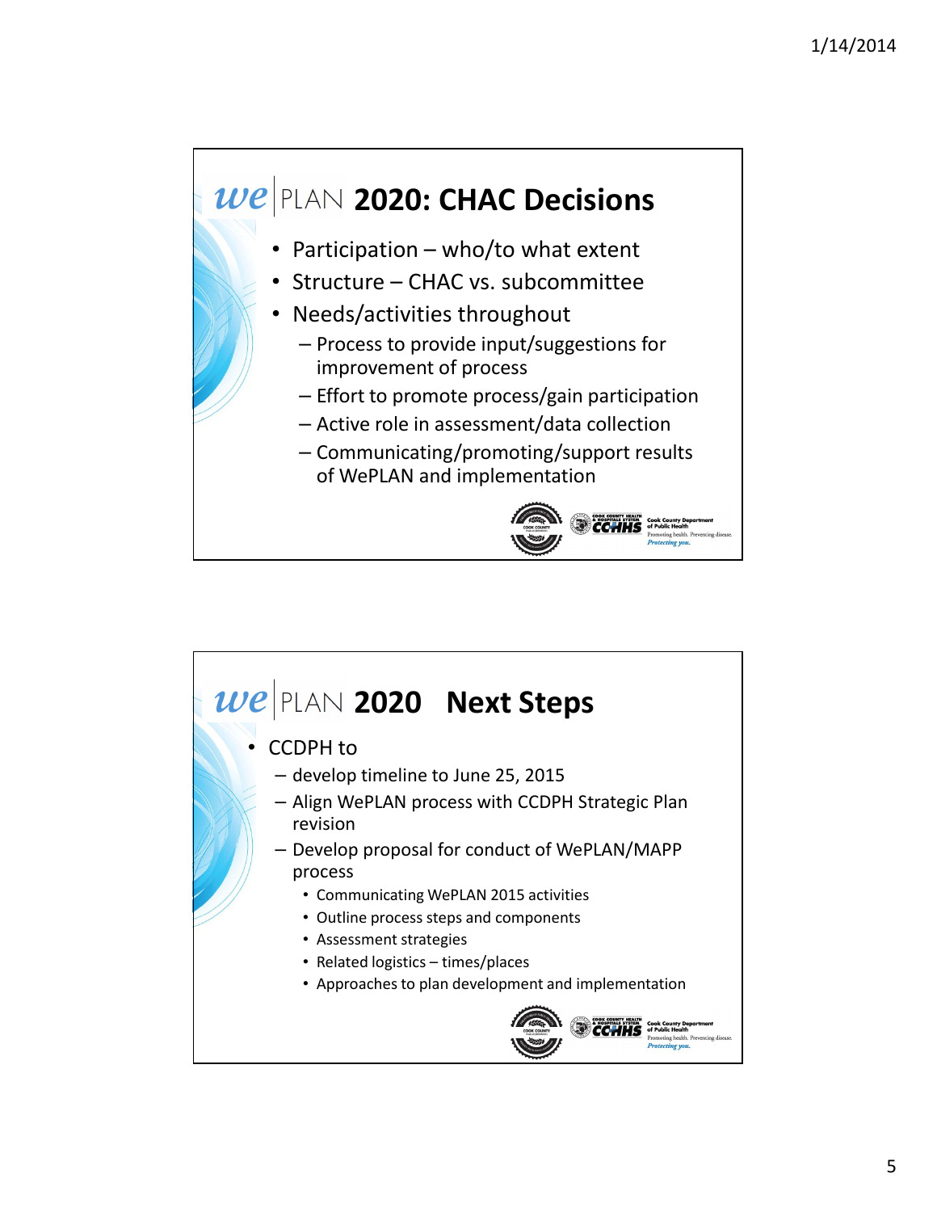## WePLAN 2020: CHAC Decisions

- Participation – who/to what extent
- Structure – CHAC vs. subcommittee
- Needs/activities throughout
  - Process to provide input/suggestions for improvement of process
  - Effort to promote process/gain participation
  - Active role in assessment/data collection
  - Communicating/promoting/support results of WePLAN and implementation

## WePLAN 2020 Next Steps

- CCDPH to
  - develop timeline to June 25, 2015
  - Align WePLAN process with CCDPH Strategic Plan revision
  - Develop proposal for conduct of WePLAN/MAPP process
    - Communicating WePLAN 2015 activities
    - Outline process steps and components
    - Assessment strategies
    - Related logistics – times/places
    - Approaches to plan development and implementation